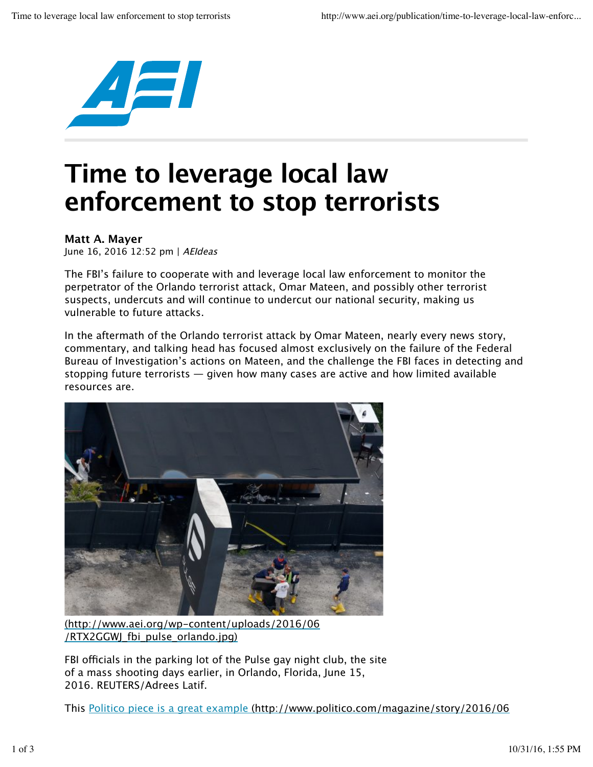# Time to leverage local law enforcement to stop terrorists

**Matt A. Mayer**
June 16, 2016 12:52 pm | *AEIdeas*

The FBI's failure to cooperate with and leverage local law enforcement to monitor the perpetrator of the Orlando terrorist attack, Omar Mateen, and possibly other terrorist suspects, undercuts and will continue to undercut our national security, making us vulnerable to future attacks.

In the aftermath of the Orlando terrorist attack by Omar Mateen, nearly every news story, commentary, and talking head has focused almost exclusively on the failure of the Federal Bureau of Investigation's actions on Mateen, and the challenge the FBI faces in detecting and stopping future terrorists — given how many cases are active and how limited available resources are.

(http://www.aei.org/wp-content/uploads/2016/06/RTX2GGWJ_fbi_pulse_orlando.jpg)

FBI officials in the parking lot of the Pulse gay night club, the site of a mass shooting days earlier, in Orlando, Florida, June 15, 2016. REUTERS/Adrees Latif.

This Politico piece is a great example (http://www.politico.com/magazine/story/2016/06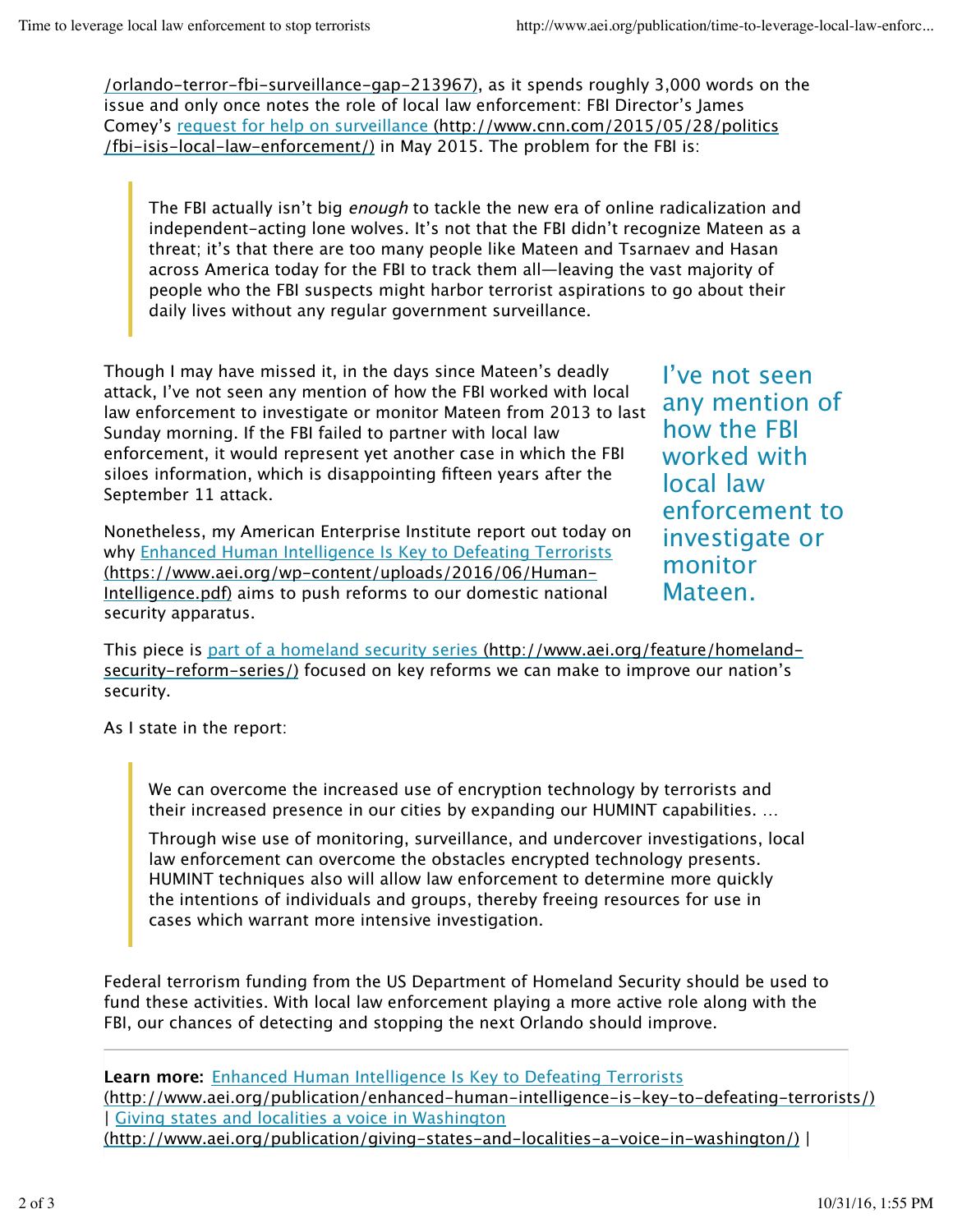/orlando-terror-fbi-surveillance-gap-213967), as it spends roughly 3,000 words on the issue and only once notes the role of local law enforcement: FBI Director's James Comey's [request for help on surveillance (http://www.cnn.com/2015/05/28/politics/fbi-isis-local-law-enforcement/)](http://www.cnn.com/2015/05/28/politics/fbi-isis-local-law-enforcement/) in May 2015. The problem for the FBI is:

> The FBI actually isn't big *enough* to tackle the new era of online radicalization and independent-acting lone wolves. It's not that the FBI didn't recognize Mateen as a threat; it's that there are too many people like Mateen and Tsarnaev and Hasan across America today for the FBI to track them all—leaving the vast majority of people who the FBI suspects might harbor terrorist aspirations to go about their daily lives without any regular government surveillance.

Though I may have missed it, in the days since Mateen's deadly attack, I've not seen any mention of how the FBI worked with local law enforcement to investigate or monitor Mateen from 2013 to last Sunday morning. If the FBI failed to partner with local law enforcement, it would represent yet another case in which the FBI siloes information, which is disappointing fifteen years after the September 11 attack.

> I've not seen any mention of how the FBI worked with local law enforcement to investigate or monitor Mateen.

Nonetheless, my American Enterprise Institute report out today on why [Enhanced Human Intelligence Is Key to Defeating Terrorists (https://www.aei.org/wp-content/uploads/2016/06/Human-Intelligence.pdf)](https://www.aei.org/wp-content/uploads/2016/06/Human-Intelligence.pdf) aims to push reforms to our domestic national security apparatus.

This piece is [part of a homeland security series (http://www.aei.org/feature/homeland-security-reform-series/)](http://www.aei.org/feature/homeland-security-reform-series/) focused on key reforms we can make to improve our nation's security.

As I state in the report:

> We can overcome the increased use of encryption technology by terrorists and their increased presence in our cities by expanding our HUMINT capabilities. …
>
> Through wise use of monitoring, surveillance, and undercover investigations, local law enforcement can overcome the obstacles encrypted technology presents. HUMINT techniques also will allow law enforcement to determine more quickly the intentions of individuals and groups, thereby freeing resources for use in cases which warrant more intensive investigation.

Federal terrorism funding from the US Department of Homeland Security should be used to fund these activities. With local law enforcement playing a more active role along with the FBI, our chances of detecting and stopping the next Orlando should improve.

---

**Learn more:** [Enhanced Human Intelligence Is Key to Defeating Terrorists (http://www.aei.org/publication/enhanced-human-intelligence-is-key-to-defeating-terrorists/)](http://www.aei.org/publication/enhanced-human-intelligence-is-key-to-defeating-terrorists/) | [Giving states and localities a voice in Washington (http://www.aei.org/publication/giving-states-and-localities-a-voice-in-washington/)](http://www.aei.org/publication/giving-states-and-localities-a-voice-in-washington/) |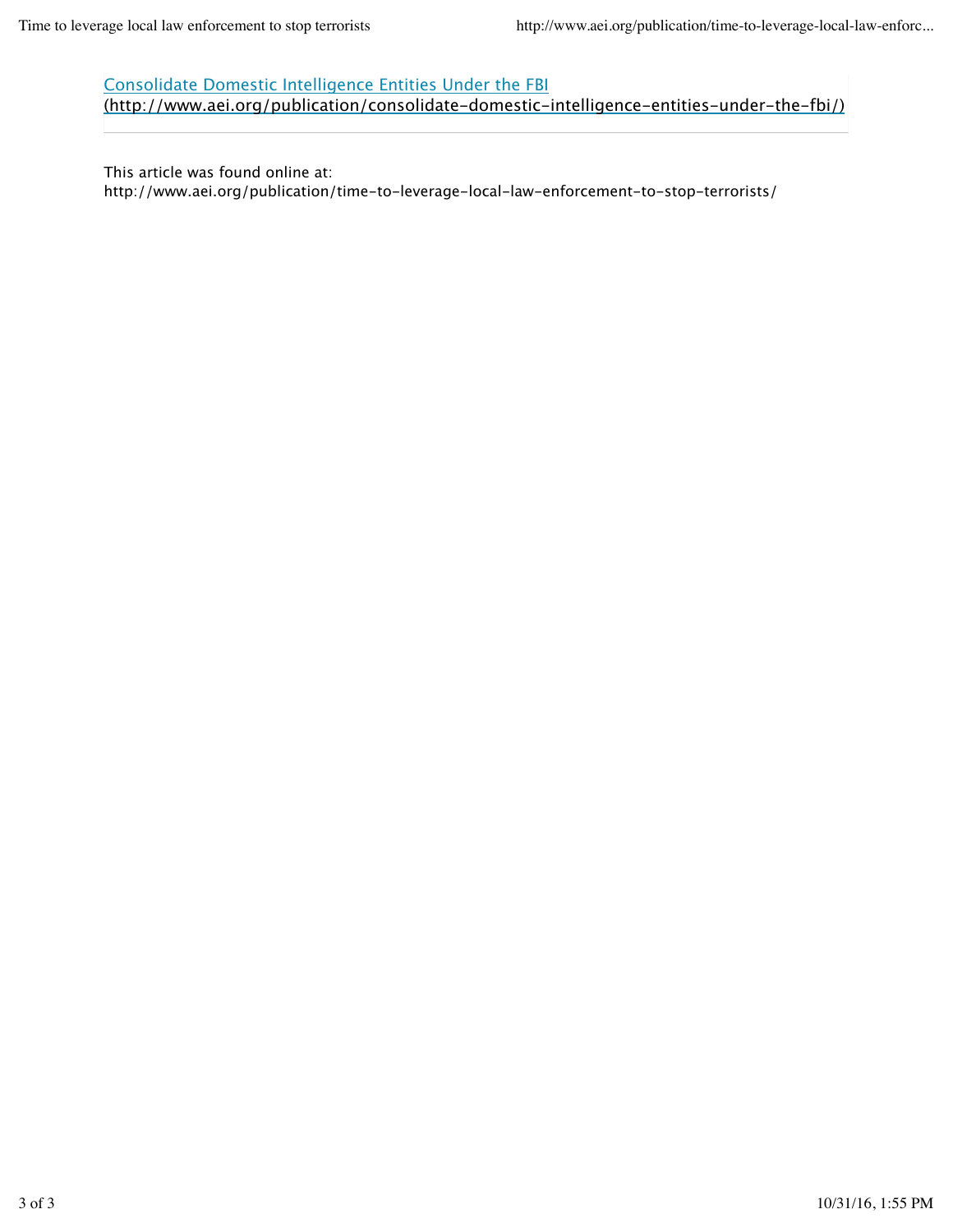[Consolidate Domestic Intelligence Entities Under the FBI](http://www.aei.org/publication/consolidate-domestic-intelligence-entities-under-the-fbi/)
(http://www.aei.org/publication/consolidate-domestic-intelligence-entities-under-the-fbi/)

This article was found online at:
http://www.aei.org/publication/time-to-leverage-local-law-enforcement-to-stop-terrorists/